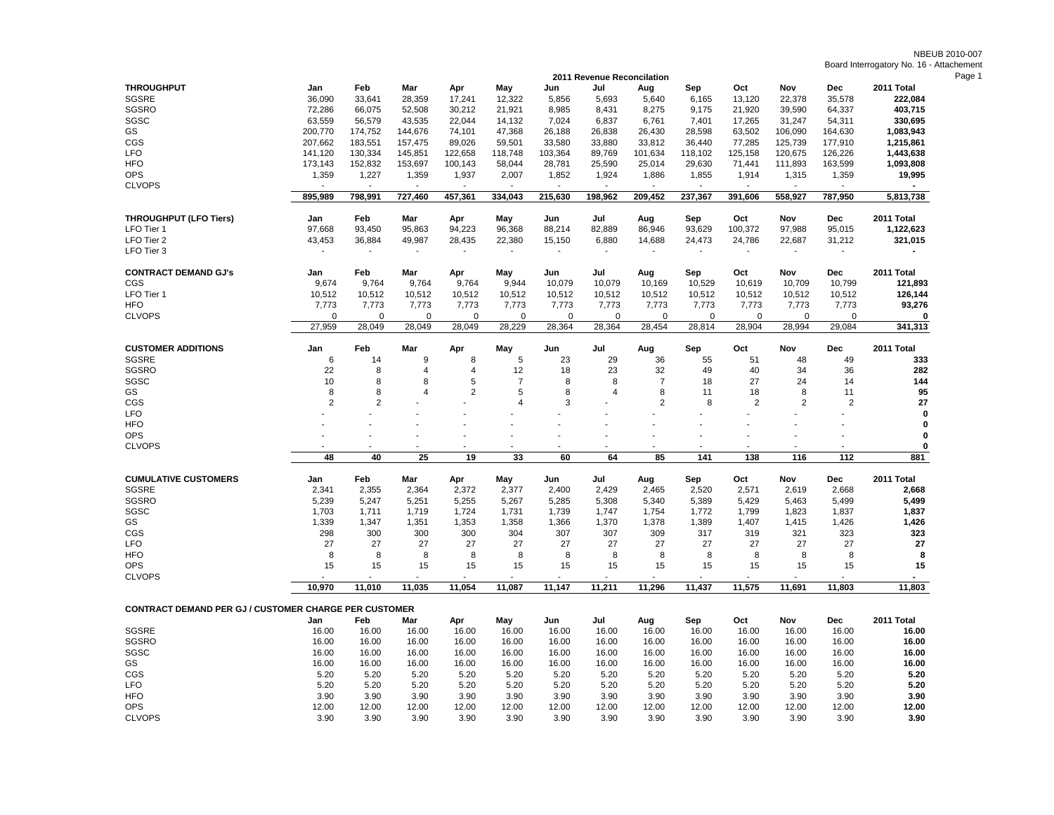NBEUB 2010-007
Board Interrogatory No. 16 - Attachement

## 2011 Revenue Reconcilation

| THROUGHPUT | Jan | Feb | Mar | Apr | May | Jun | Jul | Aug | Sep | Oct | Nov | Dec | 2011 Total |
|---|---|---|---|---|---|---|---|---|---|---|---|---|---|
| SGSRE | 36,090 | 33,641 | 28,359 | 17,241 | 12,322 | 5,856 | 5,693 | 5,640 | 6,165 | 13,120 | 22,378 | 35,578 | **222,084** |
| SGSRO | 72,286 | 66,075 | 52,508 | 30,212 | 21,921 | 8,985 | 8,431 | 8,275 | 9,175 | 21,920 | 39,590 | 64,337 | **403,715** |
| SGSC | 63,559 | 56,579 | 43,535 | 22,044 | 14,132 | 7,024 | 6,837 | 6,761 | 7,401 | 17,265 | 31,247 | 54,311 | **330,695** |
| GS | 200,770 | 174,752 | 144,676 | 74,101 | 47,368 | 26,188 | 26,838 | 26,430 | 28,598 | 63,502 | 106,090 | 164,630 | **1,083,943** |
| CGS | 207,662 | 183,551 | 157,475 | 89,026 | 59,501 | 33,580 | 33,880 | 33,812 | 36,440 | 77,285 | 125,739 | 177,910 | **1,215,861** |
| LFO | 141,120 | 130,334 | 145,851 | 122,658 | 118,748 | 103,364 | 89,769 | 101,634 | 118,102 | 125,158 | 120,675 | 126,226 | **1,443,638** |
| HFO | 173,143 | 152,832 | 153,697 | 100,143 | 58,044 | 28,781 | 25,590 | 25,014 | 29,630 | 71,441 | 111,893 | 163,599 | **1,093,808** |
| OPS | 1,359 | 1,227 | 1,359 | 1,937 | 2,007 | 1,852 | 1,924 | 1,886 | 1,855 | 1,914 | 1,315 | 1,359 | **19,995** |
| CLVOPS | - | - | - | - | - | - | - | - | - | - | - | - | **-** |
| | 895,989 | 798,991 | 727,460 | 457,361 | 334,043 | 215,630 | 198,962 | 209,452 | 237,367 | 391,606 | 558,927 | 787,950 | **5,813,738** |

| THROUGHPUT (LFO Tiers) | Jan | Feb | Mar | Apr | May | Jun | Jul | Aug | Sep | Oct | Nov | Dec | 2011 Total |
|---|---|---|---|---|---|---|---|---|---|---|---|---|---|
| LFO Tier 1 | 97,668 | 93,450 | 95,863 | 94,223 | 96,368 | 88,214 | 82,889 | 86,946 | 93,629 | 100,372 | 97,988 | 95,015 | **1,122,623** |
| LFO Tier 2 | 43,453 | 36,884 | 49,987 | 28,435 | 22,380 | 15,150 | 6,880 | 14,688 | 24,473 | 24,786 | 22,687 | 31,212 | **321,015** |
| LFO Tier 3 | - | - | - | - | - | - | - | - | - | - | - | - | **-** |

| CONTRACT DEMAND GJ's | Jan | Feb | Mar | Apr | May | Jun | Jul | Aug | Sep | Oct | Nov | Dec | 2011 Total |
|---|---|---|---|---|---|---|---|---|---|---|---|---|---|
| CGS | 9,674 | 9,764 | 9,764 | 9,764 | 9,944 | 10,079 | 10,079 | 10,169 | 10,529 | 10,619 | 10,709 | 10,799 | **121,893** |
| LFO Tier 1 | 10,512 | 10,512 | 10,512 | 10,512 | 10,512 | 10,512 | 10,512 | 10,512 | 10,512 | 10,512 | 10,512 | 10,512 | **126,144** |
| HFO | 7,773 | 7,773 | 7,773 | 7,773 | 7,773 | 7,773 | 7,773 | 7,773 | 7,773 | 7,773 | 7,773 | 7,773 | **93,276** |
| CLVOPS | 0 | 0 | 0 | 0 | 0 | 0 | 0 | 0 | 0 | 0 | 0 | 0 | **0** |
| | 27,959 | 28,049 | 28,049 | 28,049 | 28,229 | 28,364 | 28,364 | 28,454 | 28,814 | 28,904 | 28,994 | 29,084 | **341,313** |

| CUSTOMER ADDITIONS | Jan | Feb | Mar | Apr | May | Jun | Jul | Aug | Sep | Oct | Nov | Dec | 2011 Total |
|---|---|---|---|---|---|---|---|---|---|---|---|---|---|
| SGSRE | 6 | 14 | 9 | 8 | 5 | 23 | 29 | 36 | 55 | 51 | 48 | 49 | **333** |
| SGSRO | 22 | 8 | 4 | 4 | 12 | 18 | 23 | 32 | 49 | 40 | 34 | 36 | **282** |
| SGSC | 10 | 8 | 8 | 5 | 7 | 8 | 8 | 7 | 18 | 27 | 24 | 14 | **144** |
| GS | 8 | 8 | 4 | 2 | 5 | 8 | 4 | 8 | 11 | 18 | 8 | 11 | **95** |
| CGS | 2 | 2 | - | - | 4 | 3 | - | 2 | 8 | 2 | 2 | 2 | **27** |
| LFO | - | - | - | - | - | - | - | - | - | - | - | - | **0** |
| HFO | - | - | - | - | - | - | - | - | - | - | - | - | **0** |
| OPS | - | - | - | - | - | - | - | - | - | - | - | - | **0** |
| CLVOPS | - | - | - | - | - | - | - | - | - | - | - | - | **0** |
| | 48 | 40 | 25 | 19 | 33 | 60 | 64 | 85 | 141 | 138 | 116 | 112 | **881** |

| CUMULATIVE CUSTOMERS | Jan | Feb | Mar | Apr | May | Jun | Jul | Aug | Sep | Oct | Nov | Dec | 2011 Total |
|---|---|---|---|---|---|---|---|---|---|---|---|---|---|
| SGSRE | 2,341 | 2,355 | 2,364 | 2,372 | 2,377 | 2,400 | 2,429 | 2,465 | 2,520 | 2,571 | 2,619 | 2,668 | **2,668** |
| SGSRO | 5,239 | 5,247 | 5,251 | 5,255 | 5,267 | 5,285 | 5,308 | 5,340 | 5,389 | 5,429 | 5,463 | 5,499 | **5,499** |
| SGSC | 1,703 | 1,711 | 1,719 | 1,724 | 1,731 | 1,739 | 1,747 | 1,754 | 1,772 | 1,799 | 1,823 | 1,837 | **1,837** |
| GS | 1,339 | 1,347 | 1,351 | 1,353 | 1,358 | 1,366 | 1,370 | 1,378 | 1,389 | 1,407 | 1,415 | 1,426 | **1,426** |
| CGS | 298 | 300 | 300 | 300 | 304 | 307 | 307 | 309 | 317 | 319 | 321 | 323 | **323** |
| LFO | 27 | 27 | 27 | 27 | 27 | 27 | 27 | 27 | 27 | 27 | 27 | 27 | **27** |
| HFO | 8 | 8 | 8 | 8 | 8 | 8 | 8 | 8 | 8 | 8 | 8 | 8 | **8** |
| OPS | 15 | 15 | 15 | 15 | 15 | 15 | 15 | 15 | 15 | 15 | 15 | 15 | **15** |
| CLVOPS | - | - | - | - | - | - | - | - | - | - | - | - | **-** |
| | 10,970 | 11,010 | 11,035 | 11,054 | 11,087 | 11,147 | 11,211 | 11,296 | 11,437 | 11,575 | 11,691 | 11,803 | **11,803** |

**CONTRACT DEMAND PER GJ / CUSTOMER CHARGE PER CUSTOMER**

| | Jan | Feb | Mar | Apr | May | Jun | Jul | Aug | Sep | Oct | Nov | Dec | 2011 Total |
|---|---|---|---|---|---|---|---|---|---|---|---|---|---|
| SGSRE | 16.00 | 16.00 | 16.00 | 16.00 | 16.00 | 16.00 | 16.00 | 16.00 | 16.00 | 16.00 | 16.00 | 16.00 | **16.00** |
| SGSRO | 16.00 | 16.00 | 16.00 | 16.00 | 16.00 | 16.00 | 16.00 | 16.00 | 16.00 | 16.00 | 16.00 | 16.00 | **16.00** |
| SGSC | 16.00 | 16.00 | 16.00 | 16.00 | 16.00 | 16.00 | 16.00 | 16.00 | 16.00 | 16.00 | 16.00 | 16.00 | **16.00** |
| GS | 16.00 | 16.00 | 16.00 | 16.00 | 16.00 | 16.00 | 16.00 | 16.00 | 16.00 | 16.00 | 16.00 | 16.00 | **16.00** |
| CGS | 5.20 | 5.20 | 5.20 | 5.20 | 5.20 | 5.20 | 5.20 | 5.20 | 5.20 | 5.20 | 5.20 | 5.20 | **5.20** |
| LFO | 5.20 | 5.20 | 5.20 | 5.20 | 5.20 | 5.20 | 5.20 | 5.20 | 5.20 | 5.20 | 5.20 | 5.20 | **5.20** |
| HFO | 3.90 | 3.90 | 3.90 | 3.90 | 3.90 | 3.90 | 3.90 | 3.90 | 3.90 | 3.90 | 3.90 | 3.90 | **3.90** |
| OPS | 12.00 | 12.00 | 12.00 | 12.00 | 12.00 | 12.00 | 12.00 | 12.00 | 12.00 | 12.00 | 12.00 | 12.00 | **12.00** |
| CLVOPS | 3.90 | 3.90 | 3.90 | 3.90 | 3.90 | 3.90 | 3.90 | 3.90 | 3.90 | 3.90 | 3.90 | 3.90 | **3.90** |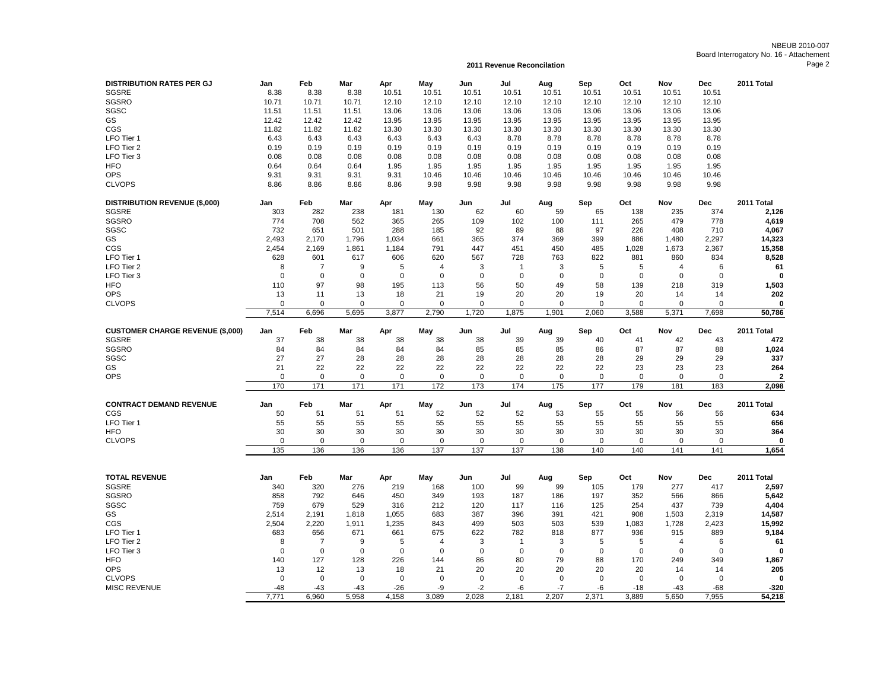NBEUB 2010-007
Board Interrogatory No. 16 - Attachement

## 2011 Revenue Reconciliation

| DISTRIBUTION RATES PER GJ | Jan | Feb | Mar | Apr | May | Jun | Jul | Aug | Sep | Oct | Nov | Dec | 2011 Total |
|---|---|---|---|---|---|---|---|---|---|---|---|---|---|
| SGSRE | 8.38 | 8.38 | 8.38 | 10.51 | 10.51 | 10.51 | 10.51 | 10.51 | 10.51 | 10.51 | 10.51 | 10.51 | |
| SGSRO | 10.71 | 10.71 | 10.71 | 12.10 | 12.10 | 12.10 | 12.10 | 12.10 | 12.10 | 12.10 | 12.10 | 12.10 | |
| SGSC | 11.51 | 11.51 | 11.51 | 13.06 | 13.06 | 13.06 | 13.06 | 13.06 | 13.06 | 13.06 | 13.06 | 13.06 | |
| GS | 12.42 | 12.42 | 12.42 | 13.95 | 13.95 | 13.95 | 13.95 | 13.95 | 13.95 | 13.95 | 13.95 | 13.95 | |
| CGS | 11.82 | 11.82 | 11.82 | 13.30 | 13.30 | 13.30 | 13.30 | 13.30 | 13.30 | 13.30 | 13.30 | 13.30 | |
| LFO Tier 1 | 6.43 | 6.43 | 6.43 | 6.43 | 6.43 | 6.43 | 8.78 | 8.78 | 8.78 | 8.78 | 8.78 | 8.78 | |
| LFO Tier 2 | 0.19 | 0.19 | 0.19 | 0.19 | 0.19 | 0.19 | 0.19 | 0.19 | 0.19 | 0.19 | 0.19 | 0.19 | |
| LFO Tier 3 | 0.08 | 0.08 | 0.08 | 0.08 | 0.08 | 0.08 | 0.08 | 0.08 | 0.08 | 0.08 | 0.08 | 0.08 | |
| HFO | 0.64 | 0.64 | 0.64 | 1.95 | 1.95 | 1.95 | 1.95 | 1.95 | 1.95 | 1.95 | 1.95 | 1.95 | |
| OPS | 9.31 | 9.31 | 9.31 | 9.31 | 10.46 | 10.46 | 10.46 | 10.46 | 10.46 | 10.46 | 10.46 | 10.46 | |
| CLVOPS | 8.86 | 8.86 | 8.86 | 8.86 | 9.98 | 9.98 | 9.98 | 9.98 | 9.98 | 9.98 | 9.98 | 9.98 | |

| DISTRIBUTION REVENUE ($,000) | Jan | Feb | Mar | Apr | May | Jun | Jul | Aug | Sep | Oct | Nov | Dec | 2011 Total |
|---|---|---|---|---|---|---|---|---|---|---|---|---|---|
| SGSRE | 303 | 282 | 238 | 181 | 130 | 62 | 60 | 59 | 65 | 138 | 235 | 374 | **2,126** |
| SGSRO | 774 | 708 | 562 | 365 | 265 | 109 | 102 | 100 | 111 | 265 | 479 | 778 | **4,619** |
| SGSC | 732 | 651 | 501 | 288 | 185 | 92 | 89 | 88 | 97 | 226 | 408 | 710 | **4,067** |
| GS | 2,493 | 2,170 | 1,796 | 1,034 | 661 | 365 | 374 | 369 | 399 | 886 | 1,480 | 2,297 | **14,323** |
| CGS | 2,454 | 2,169 | 1,861 | 1,184 | 791 | 447 | 451 | 450 | 485 | 1,028 | 1,673 | 2,367 | **15,358** |
| LFO Tier 1 | 628 | 601 | 617 | 606 | 620 | 567 | 728 | 763 | 822 | 881 | 860 | 834 | **8,528** |
| LFO Tier 2 | 8 | 7 | 9 | 5 | 4 | 3 | 1 | 3 | 5 | 5 | 4 | 6 | **61** |
| LFO Tier 3 | 0 | 0 | 0 | 0 | 0 | 0 | 0 | 0 | 0 | 0 | 0 | 0 | **0** |
| HFO | 110 | 97 | 98 | 195 | 113 | 56 | 50 | 49 | 58 | 139 | 218 | 319 | **1,503** |
| OPS | 13 | 11 | 13 | 18 | 21 | 19 | 20 | 20 | 19 | 20 | 14 | 14 | **202** |
| CLVOPS | 0 | 0 | 0 | 0 | 0 | 0 | 0 | 0 | 0 | 0 | 0 | 0 | **0** |
| | 7,514 | 6,696 | 5,695 | 3,877 | 2,790 | 1,720 | 1,875 | 1,901 | 2,060 | 3,588 | 5,371 | 7,698 | **50,786** |

| CUSTOMER CHARGE REVENUE ($,000) | Jan | Feb | Mar | Apr | May | Jun | Jul | Aug | Sep | Oct | Nov | Dec | 2011 Total |
|---|---|---|---|---|---|---|---|---|---|---|---|---|---|
| SGSRE | 37 | 38 | 38 | 38 | 38 | 38 | 39 | 39 | 40 | 41 | 42 | 43 | **472** |
| SGSRO | 84 | 84 | 84 | 84 | 84 | 85 | 85 | 85 | 86 | 87 | 87 | 88 | **1,024** |
| SGSC | 27 | 27 | 28 | 28 | 28 | 28 | 28 | 28 | 28 | 29 | 29 | 29 | **337** |
| GS | 21 | 22 | 22 | 22 | 22 | 22 | 22 | 22 | 22 | 23 | 23 | 23 | **264** |
| OPS | 0 | 0 | 0 | 0 | 0 | 0 | 0 | 0 | 0 | 0 | 0 | 0 | **2** |
| | 170 | 171 | 171 | 171 | 172 | 173 | 174 | 175 | 177 | 179 | 181 | 183 | **2,098** |

| CONTRACT DEMAND REVENUE | Jan | Feb | Mar | Apr | May | Jun | Jul | Aug | Sep | Oct | Nov | Dec | 2011 Total |
|---|---|---|---|---|---|---|---|---|---|---|---|---|---|
| CGS | 50 | 51 | 51 | 51 | 52 | 52 | 52 | 53 | 55 | 55 | 56 | 56 | **634** |
| LFO Tier 1 | 55 | 55 | 55 | 55 | 55 | 55 | 55 | 55 | 55 | 55 | 55 | 55 | **656** |
| HFO | 30 | 30 | 30 | 30 | 30 | 30 | 30 | 30 | 30 | 30 | 30 | 30 | **364** |
| CLVOPS | 0 | 0 | 0 | 0 | 0 | 0 | 0 | 0 | 0 | 0 | 0 | 0 | **0** |
| | 135 | 136 | 136 | 136 | 137 | 137 | 137 | 138 | 140 | 140 | 141 | 141 | **1,654** |

| TOTAL REVENUE | Jan | Feb | Mar | Apr | May | Jun | Jul | Aug | Sep | Oct | Nov | Dec | 2011 Total |
|---|---|---|---|---|---|---|---|---|---|---|---|---|---|
| SGSRE | 340 | 320 | 276 | 219 | 168 | 100 | 99 | 99 | 105 | 179 | 277 | 417 | **2,597** |
| SGSRO | 858 | 792 | 646 | 450 | 349 | 193 | 187 | 186 | 197 | 352 | 566 | 866 | **5,642** |
| SGSC | 759 | 679 | 529 | 316 | 212 | 120 | 117 | 116 | 125 | 254 | 437 | 739 | **4,404** |
| GS | 2,514 | 2,191 | 1,818 | 1,055 | 683 | 387 | 396 | 391 | 421 | 908 | 1,503 | 2,319 | **14,587** |
| CGS | 2,504 | 2,220 | 1,911 | 1,235 | 843 | 499 | 503 | 503 | 539 | 1,083 | 1,728 | 2,423 | **15,992** |
| LFO Tier 1 | 683 | 656 | 671 | 661 | 675 | 622 | 782 | 818 | 877 | 936 | 915 | 889 | **9,184** |
| LFO Tier 2 | 8 | 7 | 9 | 5 | 4 | 3 | 1 | 3 | 5 | 5 | 4 | 6 | **61** |
| LFO Tier 3 | 0 | 0 | 0 | 0 | 0 | 0 | 0 | 0 | 0 | 0 | 0 | 0 | **0** |
| HFO | 140 | 127 | 128 | 226 | 144 | 86 | 80 | 79 | 88 | 170 | 249 | 349 | **1,867** |
| OPS | 13 | 12 | 13 | 18 | 21 | 20 | 20 | 20 | 20 | 20 | 14 | 14 | **205** |
| CLVOPS | 0 | 0 | 0 | 0 | 0 | 0 | 0 | 0 | 0 | 0 | 0 | 0 | **0** |
| MISC REVENUE | -48 | -43 | -43 | -26 | -9 | -2 | -6 | -7 | -6 | -18 | -43 | -68 | **-320** |
| | 7,771 | 6,960 | 5,958 | 4,158 | 3,089 | 2,028 | 2,181 | 2,207 | 2,371 | 3,889 | 5,650 | 7,955 | **54,218** |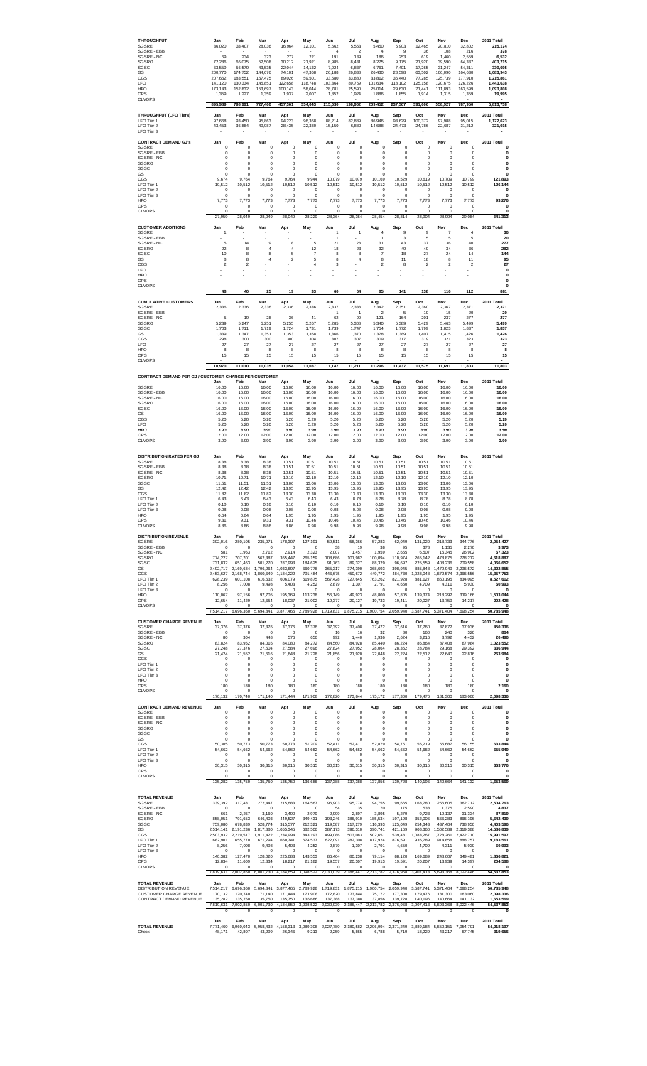**THROUGHPUT**

| | Jan | Feb | Mar | Apr | May | Jun | Jul | Aug | Sep | Oct | Nov | Dec | 2011 Total |
|---|---|---|---|---|---|---|---|---|---|---|---|---|---|
| SGSRE | 36,020 | 33,407 | 28,036 | 16,964 | 12,101 | 5,662 | 5,553 | 5,450 | 5,903 | 12,465 | 20,810 | 32,802 | 215,174 |
| SGSRE - EIBB | - | - | - | - | - | 4 | 2 | 4 | 9 | 36 | 108 | 216 | 378 |
| SGSRE - NC | 69 | 234 | 323 | 277 | 221 | 191 | 139 | 186 | 253 | 619 | 1,460 | 2,559 | 6,532 |
| SGSRO | 72,286 | 66,075 | 52,508 | 30,212 | 21,921 | 8,985 | 8,431 | 8,275 | 9,175 | 23,920 | 39,590 | 64,337 | 403,715 |
| SGSC | 63,559 | 56,579 | 43,535 | 22,044 | 14,132 | 7,024 | 6,837 | 6,761 | 7,401 | 17,265 | 31,247 | 54,311 | 330,695 |
| GS | 200,770 | 174,752 | 144,676 | 74,101 | 47,368 | 26,188 | 26,838 | 26,430 | 28,598 | 63,502 | 106,090 | 164,630 | 1,083,943 |
| CGS | 207,662 | 183,551 | 157,475 | 89,026 | 59,501 | 33,580 | 33,880 | 33,812 | 36,440 | 77,285 | 125,739 | 177,910 | 1,215,861 |
| LFO | 141,120 | 130,334 | 145,851 | 122,658 | 118,748 | 103,364 | 89,769 | 101,634 | 118,102 | 135,158 | 120,675 | 126,226 | 1,443,638 |
| HFO | 173,143 | 152,832 | 153,697 | 100,143 | 58,044 | 28,781 | 25,590 | 25,014 | 29,630 | 71,441 | 111,893 | 163,599 | 1,093,808 |
| OPS | 1,359 | 1,227 | 1,359 | 1,937 | 2,007 | 1,852 | 1,924 | 1,886 | 1,855 | 1,914 | 1,315 | 1,359 | 19,995 |
| CLVOPS | - | - | - | - | - | - | - | - | - | - | - | - | - |
| | 895,889 | 798,991 | 727,460 | 457,361 | 334,043 | 215,630 | 198,962 | 209,452 | 237,367 | 391,606 | 558,927 | 787,950 | 5,813,738 |

**THROUGHPUT (LFO Tiers)**

| | Jan | Feb | Mar | Apr | May | Jun | Jul | Aug | Sep | Oct | Nov | Dec | 2011 Total |
|---|---|---|---|---|---|---|---|---|---|---|---|---|---|
| LFO Tier 1 | 97,668 | 93,450 | 95,863 | 94,223 | 96,368 | 88,214 | 82,889 | 86,946 | 93,629 | 100,372 | 97,988 | 95,015 | 1,122,623 |
| LFO Tier 2 | 43,453 | 36,884 | 49,987 | 28,435 | 22,380 | 15,150 | 6,880 | 14,688 | 24,473 | 24,786 | 22,687 | 31,212 | 321,015 |
| LFO Tier 3 | - | - | - | - | - | - | - | - | - | - | - | - | - |

**CONTRACT DEMAND GJ's**

| | Jan | Feb | Mar | Apr | May | Jun | Jul | Aug | Sep | Oct | Nov | Dec | 2011 Total |
|---|---|---|---|---|---|---|---|---|---|---|---|---|---|
| SGSRE | 0 | 0 | 0 | 0 | 0 | 0 | 0 | 0 | 0 | 0 | 0 | 0 | 0 |
| SGSRE - EIBB | 0 | 0 | 0 | 0 | 0 | 0 | 0 | 0 | 0 | 0 | 0 | 0 | 0 |
| SGSRE - NC | 0 | 0 | 0 | 0 | 0 | 0 | 0 | 0 | 0 | 0 | 0 | 0 | 0 |
| SGSRO | 0 | 0 | 0 | 0 | 0 | 0 | 0 | 0 | 0 | 0 | 0 | 0 | 0 |
| SGSC | 0 | 0 | 0 | 0 | 0 | 0 | 0 | 0 | 0 | 0 | 0 | 0 | 0 |
| GS | 0 | 0 | 0 | 0 | 0 | 0 | 0 | 0 | 0 | 0 | 0 | 0 | 0 |
| CGS | 9,674 | 9,764 | 9,764 | 9,764 | 9,944 | 10,079 | 10,079 | 10,169 | 10,529 | 10,619 | 10,709 | 10,799 | 121,893 |
| LFO Tier 1 | 10,512 | 10,512 | 10,512 | 10,512 | 10,512 | 10,512 | 10,512 | 10,512 | 10,512 | 10,512 | 10,512 | 10,512 | 126,144 |
| LFO Tier 2 | 0 | 0 | 0 | 0 | 0 | 0 | 0 | 0 | 0 | 0 | 0 | 0 | 0 |
| LFO Tier 3 | 0 | 0 | 0 | 0 | 0 | 0 | 0 | 0 | 0 | 0 | 0 | 0 | 0 |
| HFO | 7,773 | 7,773 | 7,773 | 7,773 | 7,773 | 7,773 | 7,773 | 7,773 | 7,773 | 7,773 | 7,773 | 7,773 | 93,276 |
| OPS | 0 | 0 | 0 | 0 | 0 | 0 | 0 | 0 | 0 | 0 | 0 | 0 | 0 |
| CLVOPS | 0 | 0 | 0 | 0 | 0 | 0 | 0 | 0 | 0 | 0 | 0 | 0 | 0 |
| | 27,959 | 28,049 | 28,049 | 28,049 | 28,229 | 28,364 | 28,364 | 28,454 | 28,814 | 28,904 | 28,994 | 29,084 | 341,313 |

**CUSTOMER ADDITIONS**

| | Jan | Feb | Mar | Apr | May | Jun | Jul | Aug | Sep | Oct | Nov | Dec | 2011 Total |
|---|---|---|---|---|---|---|---|---|---|---|---|---|---|
| SGSRE | 1 | - | - | - | - | 1 | 1 | 4 | 9 | 9 | 7 | 4 | 36 |
| SGSRE - EIBB | - | - | - | - | - | 1 | - | 1 | 3 | 5 | 5 | 5 | 20 |
| SGSRE - NC | 5 | 14 | 9 | 8 | 5 | 21 | 28 | 31 | 43 | 37 | 36 | 40 | 277 |
| SGSRO | 22 | 8 | 4 | 4 | 12 | 18 | 23 | 32 | 49 | 40 | 34 | 36 | 282 |
| SGSC | 10 | 8 | 8 | 5 | 7 | 8 | 8 | 7 | 18 | 27 | 24 | 14 | 144 |
| GS | 8 | 8 | 4 | 2 | 5 | 8 | 4 | 8 | 11 | 18 | 8 | 11 | 95 |
| CGS | 2 | 2 | - | - | 4 | 3 | - | 2 | 8 | 2 | 2 | 2 | 27 |
| LFO | - | - | - | - | - | - | - | - | - | - | - | - | 0 |
| HFO | - | - | - | - | - | - | - | - | - | - | - | - | 0 |
| OPS | - | - | - | - | - | - | - | - | - | - | - | - | 0 |
| CLVOPS | - | - | - | - | - | - | - | - | - | - | - | - | 0 |
| | 48 | 40 | 25 | 19 | 33 | 60 | 64 | 85 | 141 | 138 | 116 | 112 | 881 |

**CUMULATIVE CUSTOMERS**

| | Jan | Feb | Mar | Apr | May | Jun | Jul | Aug | Sep | Oct | Nov | Dec | 2011 Total |
|---|---|---|---|---|---|---|---|---|---|---|---|---|---|
| SGSRE | 2,336 | 2,336 | 2,336 | 2,336 | 2,336 | 2,337 | 2,338 | 2,342 | 2,351 | 2,360 | 2,367 | 2,371 | 2,371 |
| SGSRE - EIBB | - | - | - | - | - | 1 | 1 | 2 | 5 | 10 | 15 | 20 | 20 |
| SGSRE - NC | 5 | 19 | 28 | 36 | 41 | 62 | 90 | 121 | 164 | 201 | 237 | 277 | 277 |
| SGSRO | 5,239 | 5,247 | 5,251 | 5,255 | 5,267 | 5,285 | 5,308 | 5,340 | 5,389 | 5,429 | 5,463 | 5,499 | 5,499 |
| SGSC | 1,703 | 1,711 | 1,719 | 1,724 | 1,731 | 1,739 | 1,747 | 1,754 | 1,772 | 1,799 | 1,823 | 1,837 | 1,837 |
| GS | 1,339 | 1,347 | 1,351 | 1,353 | 1,358 | 1,366 | 1,370 | 1,378 | 1,389 | 1,407 | 1,415 | 1,426 | 1,426 |
| CGS | 298 | 300 | 300 | 300 | 304 | 307 | 307 | 309 | 317 | 319 | 321 | 323 | 323 |
| LFO | 27 | 27 | 27 | 27 | 27 | 27 | 27 | 27 | 27 | 27 | 27 | 27 | 27 |
| HFO | 8 | 8 | 8 | 8 | 8 | 8 | 8 | 8 | 8 | 8 | 8 | 8 | 8 |
| OPS | 15 | 15 | 15 | 15 | 15 | 15 | 15 | 15 | 15 | 15 | 15 | 15 | 15 |
| CLVOPS | - | - | - | - | - | - | - | - | - | - | - | - | - |
| | 10,970 | 11,010 | 11,035 | 11,054 | 11,087 | 11,147 | 11,211 | 11,296 | 11,437 | 11,575 | 11,691 | 11,803 | 11,803 |

**CONTRACT DEMAND PER GJ / CUSTOMER CHARGE PER CUSTOMER**

| | Jan | Feb | Mar | Apr | May | Jun | Jul | Aug | Sep | Oct | Nov | Dec | 2011 Total |
|---|---|---|---|---|---|---|---|---|---|---|---|---|---|
| SGSRE | 16.00 | 16.00 | 16.00 | 16.00 | 16.00 | 16.00 | 16.00 | 16.00 | 16.00 | 16.00 | 16.00 | 16.00 | 16.00 |
| SGSRE - EIBB | 16.00 | 16.00 | 16.00 | 16.00 | 16.00 | 16.00 | 16.00 | 16.00 | 16.00 | 16.00 | 16.00 | 16.00 | 16.00 |
| SGSRE - NC | 16.00 | 16.00 | 16.00 | 16.00 | 16.00 | 16.00 | 16.00 | 16.00 | 16.00 | 16.00 | 16.00 | 16.00 | 16.00 |
| SGSRO | 16.00 | 16.00 | 16.00 | 16.00 | 16.00 | 16.00 | 16.00 | 16.00 | 16.00 | 16.00 | 16.00 | 16.00 | 16.00 |
| SGSC | 16.00 | 16.00 | 16.00 | 16.00 | 16.00 | 16.00 | 16.00 | 16.00 | 16.00 | 16.00 | 16.00 | 16.00 | 16.00 |
| GS | 16.00 | 16.00 | 16.00 | 16.00 | 16.00 | 16.00 | 16.00 | 16.00 | 16.00 | 16.00 | 16.00 | 16.00 | 16.00 |
| CGS | 5.20 | 5.20 | 5.20 | 5.20 | 5.20 | 5.20 | 5.20 | 5.20 | 5.20 | 5.20 | 5.20 | 5.20 | 5.20 |
| LFO | 5.20 | 5.20 | 5.20 | 5.20 | 5.20 | 5.20 | 5.20 | 5.20 | 5.20 | 5.20 | 5.20 | 5.20 | 5.20 |
| HFO | 3.90 | 3.90 | 3.90 | 3.90 | 3.90 | 3.90 | 3.90 | 3.90 | 3.90 | 3.90 | 3.90 | 3.90 | 3.90 |
| OPS | 12.00 | 12.00 | 12.00 | 12.00 | 12.00 | 12.00 | 12.00 | 12.00 | 12.00 | 12.00 | 12.00 | 12.00 | 12.00 |
| CLVOPS | 3.90 | 3.90 | 3.90 | 3.90 | 3.90 | 3.90 | 3.90 | 3.90 | 3.90 | 3.90 | 3.90 | 3.90 | 3.90 |

**DISTRIBUTION RATES PER GJ**

| | Jan | Feb | Mar | Apr | May | Jun | Jul | Aug | Sep | Oct | Nov | Dec |
|---|---|---|---|---|---|---|---|---|---|---|---|---|
| SGSRE | 8.38 | 8.38 | 8.38 | 10.51 | 10.51 | 10.51 | 10.51 | 10.51 | 10.51 | 10.51 | 10.51 | 10.51 |
| SGSRE - EIBB | 8.38 | 8.38 | 8.38 | 10.51 | 10.51 | 10.51 | 10.51 | 10.51 | 10.51 | 10.51 | 10.51 | 10.51 |
| SGSRE - NC | 8.38 | 8.38 | 8.38 | 10.51 | 10.51 | 10.51 | 10.51 | 10.51 | 10.51 | 10.51 | 10.51 | 10.51 |
| SGSRO | 10.71 | 10.71 | 10.71 | 12.10 | 12.10 | 12.10 | 12.10 | 12.10 | 12.10 | 12.10 | 12.10 | 12.10 |
| SGSC | 11.51 | 11.51 | 11.51 | 13.06 | 13.06 | 13.06 | 13.06 | 13.06 | 13.06 | 13.06 | 13.06 | 13.06 |
| GS | 12.42 | 12.42 | 12.42 | 13.95 | 13.95 | 13.95 | 13.95 | 13.95 | 13.95 | 13.95 | 13.95 | 13.95 |
| CGS | 11.82 | 11.82 | 11.82 | 13.30 | 13.30 | 13.30 | 13.30 | 13.30 | 13.30 | 13.30 | 13.30 | 13.30 |
| LFO Tier 1 | 6.43 | 6.43 | 6.43 | 6.43 | 6.43 | 6.43 | 8.78 | 8.78 | 8.78 | 8.78 | 8.78 | 8.78 |
| LFO Tier 2 | 0.19 | 0.19 | 0.19 | 0.19 | 0.19 | 0.19 | 0.19 | 0.19 | 0.19 | 0.19 | 0.19 | 0.19 |
| LFO Tier 3 | 0.08 | 0.08 | 0.08 | 0.08 | 0.08 | 0.08 | 0.08 | 0.08 | 0.08 | 0.08 | 0.08 | 0.08 |
| HFO | 0.64 | 0.64 | 0.64 | 1.95 | 1.95 | 1.95 | 1.95 | 1.95 | 1.95 | 1.95 | 1.95 | 1.95 |
| OPS | 9.31 | 9.31 | 9.31 | 9.31 | 10.46 | 10.46 | 10.46 | 10.46 | 10.46 | 10.46 | 10.46 | 10.46 |
| CLVOPS | 8.86 | 8.86 | 8.86 | 8.86 | 9.98 | 9.98 | 9.98 | 9.98 | 9.98 | 9.98 | 9.98 | 9.98 |

**DISTRIBUTION REVENUE**

| | Jan | Feb | Mar | Apr | May | Jun | Jul | Aug | Sep | Oct | Nov | Dec | 2011 Total |
|---|---|---|---|---|---|---|---|---|---|---|---|---|---|
| SGSRE | 302,016 | 280,105 | 235,071 | 178,307 | 127,191 | 59,511 | 58,366 | 57,283 | 62,049 | 131,020 | 218,733 | 344,776 | 2,054,427 |
| SGSRE - EIBB | 0 | 0 | 0 | 0 | 0 | 38 | 19 | 38 | 95 | 378 | 1,135 | 2,270 | 3,973 |
| SGSRE - NC | 581 | 1,963 | 2,712 | 2,914 | 2,323 | 2,007 | 1,457 | 1,959 | 2,655 | 6,507 | 15,345 | 26,902 | 67,323 |
| SGSRO | 774,227 | 707,701 | 562,387 | 365,447 | 265,159 | 108,686 | 101,982 | 100,094 | 110,974 | 265,142 | 478,875 | 778,212 | 4,618,887 |
| SGSC | 731,832 | 651,463 | 501,270 | 287,993 | 184,625 | 91,763 | 89,327 | 88,329 | 96,697 | 225,559 | 408,226 | 709,558 | 4,066,652 |
| GS | 2,492,717 | 2,169,684 | 1,796,284 | 1,033,697 | 660,778 | 365,317 | 374,390 | 368,693 | 398,945 | 885,848 | 1,479,949 | 2,296,572 | 14,322,855 |
| CGS | 2,453,627 | 2,168,744 | 1,860,649 | 1,184,222 | 791,484 | 446,675 | 450,672 | 449,772 | 484,730 | 1,028,048 | 1,672,574 | 2,366,556 | 15,357,753 |
| LFO Tier 1 | 628,239 | 601,108 | 616,632 | 606,079 | 619,875 | 567,428 | 727,645 | 763,262 | 821,928 | 881,127 | 860,195 | 834,095 | 8,527,612 |
| LFO Tier 2 | 8,256 | 7,008 | 9,498 | 5,403 | 4,252 | 2,879 | 1,307 | 2,791 | 4,650 | 4,709 | 4,311 | 5,930 | 60,993 |
| LFO Tier 3 | 0 | 0 | 0 | 0 | 0 | 0 | 0 | 0 | 0 | 0 | 0 | 0 | 0 |
| HFO | 110,067 | 97,156 | 97,705 | 195,369 | 113,238 | 56,149 | 49,923 | 48,800 | 57,805 | 139,374 | 218,292 | 319,166 | 1,503,044 |
| OPS | 12,654 | 11,429 | 12,654 | 18,037 | 21,002 | 19,377 | 20,127 | 19,733 | 19,411 | 20,027 | 13,759 | 14,217 | 202,428 |
| CLVOPS | 0 | 0 | 0 | 0 | 0 | 0 | 0 | 0 | 0 | 0 | 0 | 0 | 0 |
| | 7,514,217 | 6,696,360 | 5,694,841 | 3,877,465 | 2,789,928 | 1,719,831 | 1,875,215 | 1,900,754 | 2,059,940 | 3,587,741 | 5,371,404 | 7,698,254 | 50,785,948 |

**CUSTOMER CHARGE REVENUE**

| | Jan | Feb | Mar | Apr | May | Jun | Jul | Aug | Sep | Oct | Nov | Dec | 2011 Total |
|---|---|---|---|---|---|---|---|---|---|---|---|---|---|
| SGSRE | 37,376 | 37,376 | 37,376 | 37,376 | 37,376 | 37,392 | 37,408 | 37,472 | 37,616 | 37,760 | 37,872 | 37,936 | 450,336 |
| SGSRE - EIBB | 0 | 0 | 0 | 0 | 0 | 16 | 16 | 32 | 80 | 160 | 240 | 320 | 864 |
| SGSRE - NC | 80 | 304 | 448 | 576 | 656 | 992 | 1,440 | 1,936 | 2,624 | 3,216 | 3,792 | 4,432 | 20,496 |
| SGSRO | 83,824 | 83,952 | 84,016 | 84,080 | 84,272 | 84,560 | 84,928 | 85,440 | 86,224 | 86,864 | 87,408 | 87,984 | 1,023,552 |
| SGSC | 27,248 | 27,376 | 27,504 | 27,584 | 27,696 | 27,824 | 27,952 | 28,064 | 28,352 | 28,784 | 29,168 | 29,392 | 336,944 |
| GS | 21,424 | 21,552 | 21,616 | 21,648 | 21,728 | 21,856 | 21,920 | 22,048 | 22,224 | 22,512 | 22,640 | 22,816 | 263,984 |
| CGS | 0 | 0 | 0 | 0 | 0 | 0 | 0 | 0 | 0 | 0 | 0 | 0 | 0 |
| LFO Tier 1 | 0 | 0 | 0 | 0 | 0 | 0 | 0 | 0 | 0 | 0 | 0 | 0 | 0 |
| LFO Tier 2 | 0 | 0 | 0 | 0 | 0 | 0 | 0 | 0 | 0 | 0 | 0 | 0 | 0 |
| LFO Tier 3 | 0 | 0 | 0 | 0 | 0 | 0 | 0 | 0 | 0 | 0 | 0 | 0 | 0 |
| HFO | 0 | 0 | 0 | 0 | 0 | 0 | 0 | 0 | 0 | 0 | 0 | 0 | 0 |
| OPS | 180 | 180 | 180 | 180 | 180 | 180 | 180 | 180 | 180 | 180 | 180 | 180 | 2,160 |
| CLVOPS | 0 | 0 | 0 | 0 | 0 | 0 | 0 | 0 | 0 | 0 | 0 | 0 | 0 |
| | 170,132 | 170,740 | 171,140 | 171,444 | 171,908 | 172,820 | 173,844 | 175,172 | 177,300 | 179,476 | 181,300 | 183,060 | 2,098,336 |

**CONTRACT DEMAND REVENUE**

| | Jan | Feb | Mar | Apr | May | Jun | Jul | Aug | Sep | Oct | Nov | Dec | 2011 Total |
|---|---|---|---|---|---|---|---|---|---|---|---|---|---|
| SGSRE | 0 | 0 | 0 | 0 | 0 | 0 | 0 | 0 | 0 | 0 | 0 | 0 | 0 |
| SGSRE - EIBB | 0 | 0 | 0 | 0 | 0 | 0 | 0 | 0 | 0 | 0 | 0 | 0 | 0 |
| SGSRE - NC | 0 | 0 | 0 | 0 | 0 | 0 | 0 | 0 | 0 | 0 | 0 | 0 | 0 |
| SGSRO | 0 | 0 | 0 | 0 | 0 | 0 | 0 | 0 | 0 | 0 | 0 | 0 | 0 |
| SGSC | 0 | 0 | 0 | 0 | 0 | 0 | 0 | 0 | 0 | 0 | 0 | 0 | 0 |
| GS | 0 | 0 | 0 | 0 | 0 | 0 | 0 | 0 | 0 | 0 | 0 | 0 | 0 |
| CGS | 50,305 | 50,773 | 50,773 | 50,773 | 51,709 | 52,411 | 52,411 | 52,879 | 54,751 | 55,219 | 55,687 | 56,155 | 633,844 |
| LFO Tier 1 | 54,662 | 54,662 | 54,662 | 54,662 | 54,662 | 54,662 | 54,662 | 54,662 | 54,662 | 54,662 | 54,662 | 54,662 | 655,949 |
| LFO Tier 2 | 0 | 0 | 0 | 0 | 0 | 0 | 0 | 0 | 0 | 0 | 0 | 0 | 0 |
| LFO Tier 3 | 0 | 0 | 0 | 0 | 0 | 0 | 0 | 0 | 0 | 0 | 0 | 0 | 0 |
| HFO | 30,315 | 30,315 | 30,315 | 30,315 | 30,315 | 30,315 | 30,315 | 30,315 | 30,315 | 30,315 | 30,315 | 30,315 | 363,776 |
| OPS | 0 | 0 | 0 | 0 | 0 | 0 | 0 | 0 | 0 | 0 | 0 | 0 | 0 |
| CLVOPS | 0 | 0 | 0 | 0 | 0 | 0 | 0 | 0 | 0 | 0 | 0 | 0 | 0 |
| | 135,282 | 135,750 | 135,750 | 135,750 | 136,686 | 137,388 | 137,388 | 137,856 | 139,728 | 140,196 | 140,664 | 141,132 | 1,653,569 |

**TOTAL REVENUE**

| | Jan | Feb | Mar | Apr | May | Jun | Jul | Aug | Sep | Oct | Nov | Dec | 2011 Total |
|---|---|---|---|---|---|---|---|---|---|---|---|---|---|
| SGSRE | 339,392 | 317,481 | 272,447 | 215,683 | 164,567 | 96,903 | 95,774 | 94,755 | 99,665 | 168,780 | 256,605 | 382,712 | 2,504,763 |
| SGSRE - EIBB | 0 | 0 | 0 | 0 | 0 | 54 | 35 | 70 | 175 | 538 | 1,375 | 2,590 | 4,837 |
| SGSRE - NC | 661 | 2,267 | 3,160 | 3,490 | 2,979 | 2,999 | 2,897 | 3,895 | 5,279 | 9,723 | 19,137 | 31,334 | 87,819 |
| SGSRO | 858,051 | 791,653 | 646,403 | 449,527 | 349,431 | 193,246 | 186,910 | 185,534 | 197,198 | 352,006 | 566,283 | 866,196 | 5,642,439 |
| SGSC | 759,080 | 678,839 | 528,774 | 315,577 | 212,321 | 119,587 | 117,279 | 116,393 | 125,049 | 254,343 | 437,404 | 738,950 | 4,403,596 |
| GS | 2,514,141 | 2,191,236 | 1,817,880 | 1,055,345 | 682,506 | 387,173 | 396,310 | 390,741 | 421,169 | 908,360 | 1,502,589 | 2,319,388 | 14,586,839 |
| CGS | 2,503,932 | 2,219,517 | 1,911,422 | 1,234,994 | 843,193 | 499,086 | 503,083 | 502,651 | 539,481 | 1,083,267 | 1,728,261 | 2,422,710 | 15,991,597 |
| LFO Tier 1 | 682,901 | 655,770 | 671,294 | 660,741 | 674,537 | 622,091 | 782,308 | 817,924 | 876,591 | 935,789 | 914,858 | 888,757 | 9,183,561 |
| LFO Tier 2 | 8,256 | 7,008 | 9,498 | 5,403 | 4,252 | 2,879 | 1,307 | 2,791 | 4,650 | 4,709 | 4,311 | 5,930 | 60,993 |
| LFO Tier 3 | 0 | 0 | 0 | 0 | 0 | 0 | 0 | 0 | 0 | 0 | 0 | 0 | 0 |
| HFO | 140,382 | 127,470 | 128,020 | 225,683 | 143,553 | 86,464 | 80,238 | 79,114 | 88,120 | 169,689 | 248,607 | 349,481 | 1,866,821 |
| OPS | 12,834 | 11,609 | 12,834 | 18,217 | 21,182 | 19,557 | 20,307 | 19,913 | 19,591 | 20,207 | 13,939 | 14,397 | 204,588 |
| CLVOPS | 0 | 0 | 0 | 0 | 0 | 0 | 0 | 0 | 0 | 0 | 0 | 0 | 0 |
| | 7,819,631 | 7,002,850 | 6,001,730 | 4,184,659 | 3,098,522 | 2,030,039 | 2,186,447 | 2,213,782 | 2,376,968 | 3,907,413 | 5,693,368 | 8,022,446 | 54,537,853 |

**TOTAL REVENUE**

| | Jan | Feb | Mar | Apr | May | Jun | Jul | Aug | Sep | Oct | Nov | Dec | 2011 Total |
|---|---|---|---|---|---|---|---|---|---|---|---|---|---|
| DISTRIBUTION REVENUE | 7,514,217 | 6,696,360 | 5,694,841 | 3,877,465 | 2,789,928 | 1,719,831 | 1,875,215 | 1,900,754 | 2,059,940 | 3,587,741 | 5,371,404 | 7,698,254 | 50,785,948 |
| CUSTOMER CHARGE REVENUE | 170,132 | 170,740 | 171,140 | 171,444 | 171,908 | 172,820 | 173,844 | 175,172 | 177,300 | 179,476 | 181,300 | 183,060 | 2,098,336 |
| CONTRACT DEMAND REVENUE | 135,282 | 135,750 | 135,750 | 135,750 | 136,686 | 137,388 | 137,388 | 137,856 | 139,728 | 140,196 | 140,664 | 141,132 | 1,653,569 |
| | 7,819,631 | 7,002,850 | 6,001,730 | 4,184,659 | 3,098,522 | 2,030,039 | 2,186,447 | 2,213,782 | 2,376,968 | 3,907,413 | 5,693,368 | 8,022,446 | 54,537,853 |
| | 0 | 0 | 0 | 0 | 0 | 0 | 0 | 0 | 0 | 0 | 0 | 0 | 0 |

| | Jan | Feb | Mar | Apr | May | Jun | Jul | Aug | Sep | Oct | Nov | Dec | 2011 Total |
|---|---|---|---|---|---|---|---|---|---|---|---|---|---|
| TOTAL REVENUE | 7,771,460 | 6,960,043 | 5,958,432 | 4,158,313 | 3,089,308 | 2,027,780 | 2,180,582 | 2,206,994 | 2,371,249 | 3,889,184 | 5,650,151 | 7,954,701 | 54,218,197 |
| Check | 48,171 | 42,807 | 43,299 | 26,346 | 9,213 | 2,259 | 5,865 | 6,788 | 5,719 | 18,229 | 43,217 | 67,745 | 319,656 |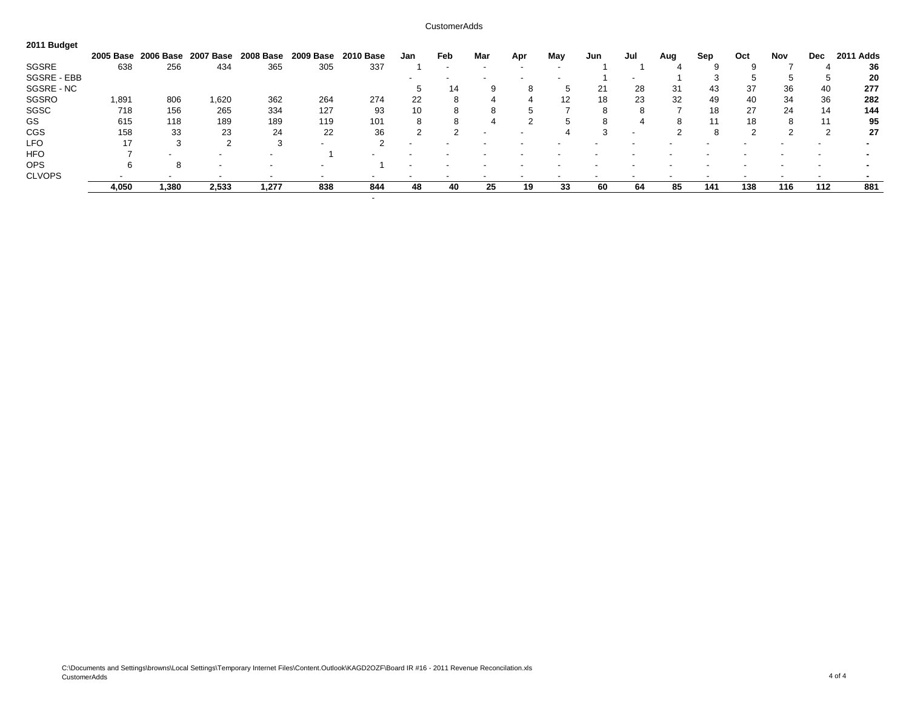CustomerAdds

**2011 Budget**

| | 2005 Base | 2006 Base | 2007 Base | 2008 Base | 2009 Base | 2010 Base | Jan | Feb | Mar | Apr | May | Jun | Jul | Aug | Sep | Oct | Nov | Dec | 2011 Adds |
|---|---|---|---|---|---|---|---|---|---|---|---|---|---|---|---|---|---|---|---|
| SGSRE | 638 | 256 | 434 | 365 | 305 | 337 | 1 | - | - | - | - | 1 | 1 | 4 | 9 | 9 | 7 | 4 | **36** |
| SGSRE - EBB | | | | | | | - | - | - | - | - | 1 | - | 1 | 3 | 5 | 5 | 5 | **20** |
| SGSRE - NC | | | | | | | 5 | 14 | 9 | 8 | 5 | 21 | 28 | 31 | 43 | 37 | 36 | 40 | **277** |
| SGSRO | 1,891 | 806 | 1,620 | 362 | 264 | 274 | 22 | 8 | 4 | 4 | 12 | 18 | 23 | 32 | 49 | 40 | 34 | 36 | **282** |
| SGSC | 718 | 156 | 265 | 334 | 127 | 93 | 10 | 8 | 8 | 5 | 7 | 8 | 8 | 7 | 18 | 27 | 24 | 14 | **144** |
| GS | 615 | 118 | 189 | 189 | 119 | 101 | 8 | 8 | 4 | 2 | 5 | 8 | 4 | 8 | 11 | 18 | 8 | 11 | **95** |
| CGS | 158 | 33 | 23 | 24 | 22 | 36 | 2 | 2 | - | - | 4 | 3 | - | 2 | 8 | 2 | 2 | 2 | **27** |
| LFO | 17 | 3 | 2 | 3 | - | 2 | - | - | - | - | - | - | - | - | - | - | - | - | **-** |
| HFO | 7 | - | - | - | 1 | - | - | - | - | - | - | - | - | - | - | - | - | - | **-** |
| OPS | 6 | 8 | - | - | - | 1 | - | - | - | - | - | - | - | - | - | - | - | - | **-** |
| CLVOPS | - | - | - | - | - | - | - | - | - | - | - | - | - | - | - | - | - | - | **-** |
| | **4,050** | **1,380** | **2,533** | **1,277** | **838** | **844** | **48** | **40** | **25** | **19** | **33** | **60** | **64** | **85** | **141** | **138** | **116** | **112** | **881** |
| | | | | | | - | | | | | | | | | | | | | |

C:\Documents and Settings\browns\Local Settings\Temporary Internet Files\Content.Outlook\KAGD2OZF\Board IR #16 - 2011 Revenue Reconcilation.xls
CustomerAdds